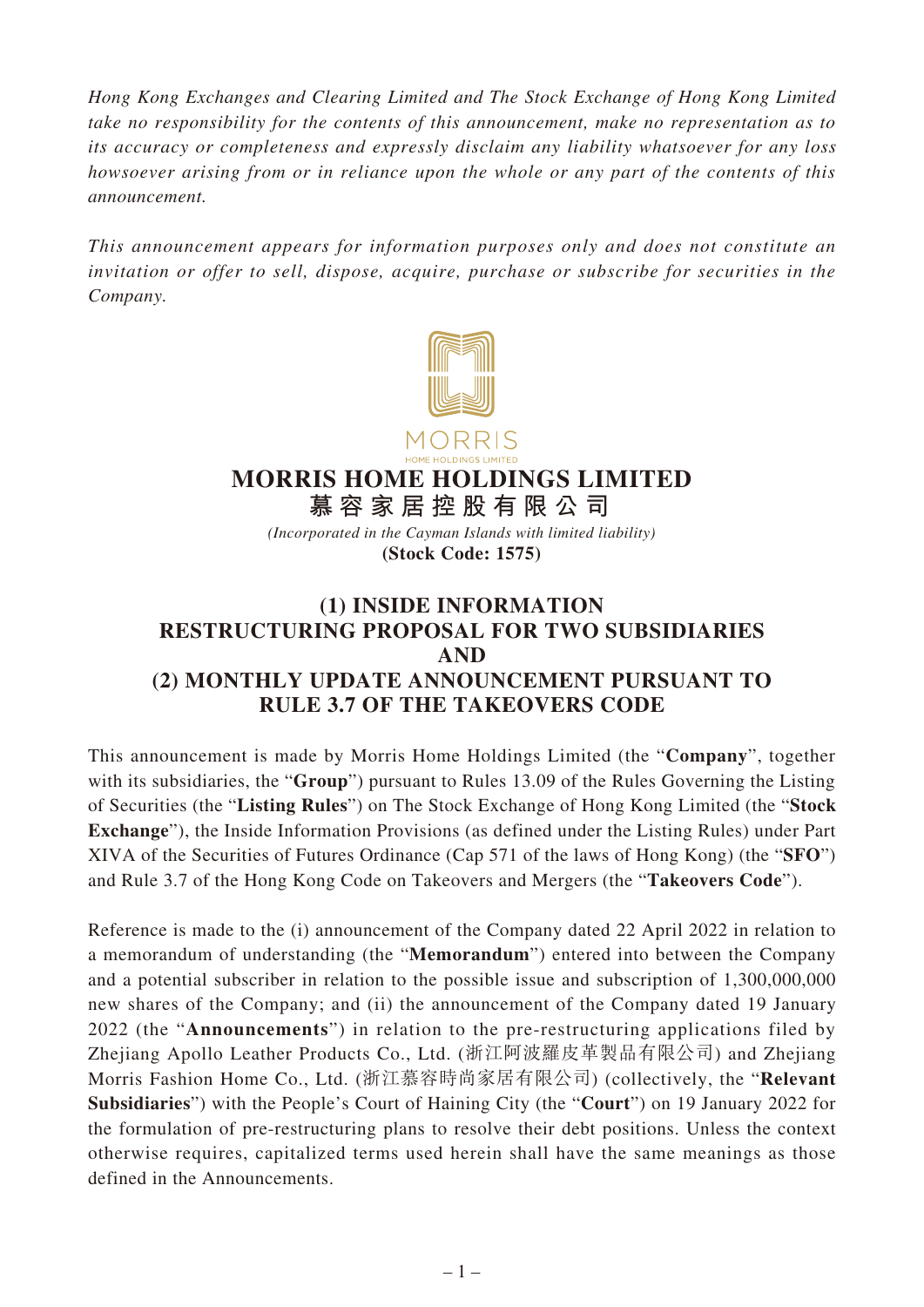*Hong Kong Exchanges and Clearing Limited and The Stock Exchange of Hong Kong Limited take no responsibility for the contents of this announcement, make no representation as to its accuracy or completeness and expressly disclaim any liability whatsoever for any loss howsoever arising from or in reliance upon the whole or any part of the contents of this announcement.*

*This announcement appears for information purposes only and does not constitute an invitation or offer to sell, dispose, acquire, purchase or subscribe for securities in the Company.*

MORRIS
HOME HOLDINGS LIMITED

# MORRIS HOME HOLDINGS LIMITED
# 慕容家居控股有限公司

*(Incorporated in the Cayman Islands with limited liability)*

**(Stock Code: 1575)**

## (1) INSIDE INFORMATION RESTRUCTURING PROPOSAL FOR TWO SUBSIDIARIES AND (2) MONTHLY UPDATE ANNOUNCEMENT PURSUANT TO RULE 3.7 OF THE TAKEOVERS CODE

This announcement is made by Morris Home Holdings Limited (the "**Company**", together with its subsidiaries, the "**Group**") pursuant to Rules 13.09 of the Rules Governing the Listing of Securities (the "**Listing Rules**") on The Stock Exchange of Hong Kong Limited (the "**Stock Exchange**"), the Inside Information Provisions (as defined under the Listing Rules) under Part XIVA of the Securities of Futures Ordinance (Cap 571 of the laws of Hong Kong) (the "**SFO**") and Rule 3.7 of the Hong Kong Code on Takeovers and Mergers (the "**Takeovers Code**").

Reference is made to the (i) announcement of the Company dated 22 April 2022 in relation to a memorandum of understanding (the "**Memorandum**") entered into between the Company and a potential subscriber in relation to the possible issue and subscription of 1,300,000,000 new shares of the Company; and (ii) the announcement of the Company dated 19 January 2022 (the "**Announcements**") in relation to the pre-restructuring applications filed by Zhejiang Apollo Leather Products Co., Ltd. (浙江阿波羅皮革製品有限公司) and Zhejiang Morris Fashion Home Co., Ltd. (浙江慕容時尚家居有限公司) (collectively, the "**Relevant Subsidiaries**") with the People's Court of Haining City (the "**Court**") on 19 January 2022 for the formulation of pre-restructuring plans to resolve their debt positions. Unless the context otherwise requires, capitalized terms used herein shall have the same meanings as those defined in the Announcements.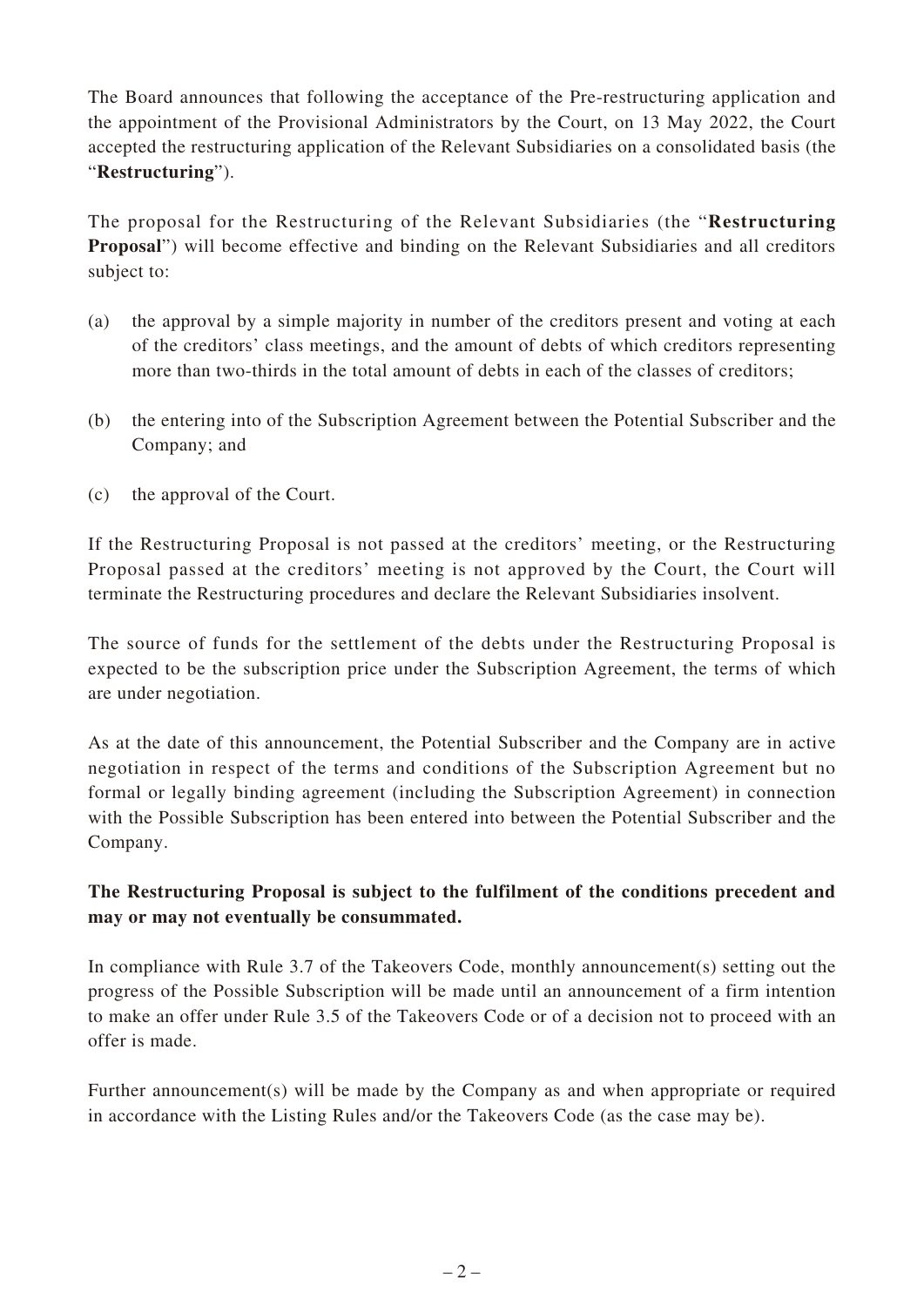The Board announces that following the acceptance of the Pre-restructuring application and the appointment of the Provisional Administrators by the Court, on 13 May 2022, the Court accepted the restructuring application of the Relevant Subsidiaries on a consolidated basis (the "**Restructuring**").

The proposal for the Restructuring of the Relevant Subsidiaries (the "**Restructuring Proposal**") will become effective and binding on the Relevant Subsidiaries and all creditors subject to:

(a) the approval by a simple majority in number of the creditors present and voting at each of the creditors' class meetings, and the amount of debts of which creditors representing more than two-thirds in the total amount of debts in each of the classes of creditors;

(b) the entering into of the Subscription Agreement between the Potential Subscriber and the Company; and

(c) the approval of the Court.

If the Restructuring Proposal is not passed at the creditors' meeting, or the Restructuring Proposal passed at the creditors' meeting is not approved by the Court, the Court will terminate the Restructuring procedures and declare the Relevant Subsidiaries insolvent.

The source of funds for the settlement of the debts under the Restructuring Proposal is expected to be the subscription price under the Subscription Agreement, the terms of which are under negotiation.

As at the date of this announcement, the Potential Subscriber and the Company are in active negotiation in respect of the terms and conditions of the Subscription Agreement but no formal or legally binding agreement (including the Subscription Agreement) in connection with the Possible Subscription has been entered into between the Potential Subscriber and the Company.

**The Restructuring Proposal is subject to the fulfilment of the conditions precedent and may or may not eventually be consummated.**

In compliance with Rule 3.7 of the Takeovers Code, monthly announcement(s) setting out the progress of the Possible Subscription will be made until an announcement of a firm intention to make an offer under Rule 3.5 of the Takeovers Code or of a decision not to proceed with an offer is made.

Further announcement(s) will be made by the Company as and when appropriate or required in accordance with the Listing Rules and/or the Takeovers Code (as the case may be).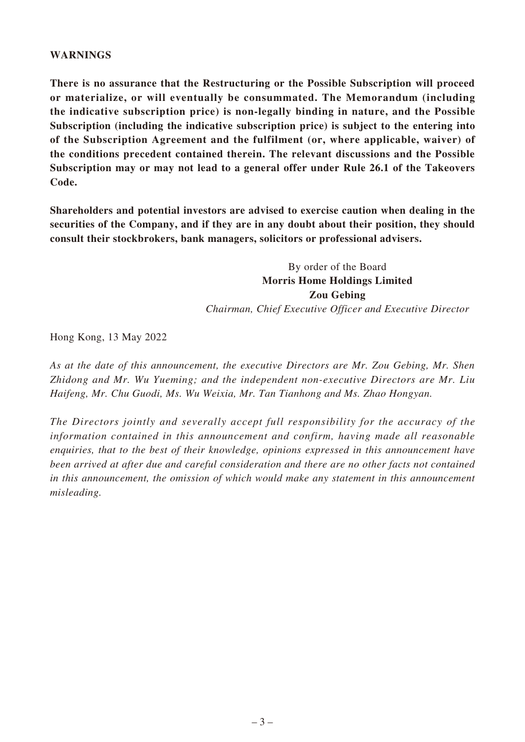**WARNINGS**

**There is no assurance that the Restructuring or the Possible Subscription will proceed or materialize, or will eventually be consummated. The Memorandum (including the indicative subscription price) is non-legally binding in nature, and the Possible Subscription (including the indicative subscription price) is subject to the entering into of the Subscription Agreement and the fulfilment (or, where applicable, waiver) of the conditions precedent contained therein. The relevant discussions and the Possible Subscription may or may not lead to a general offer under Rule 26.1 of the Takeovers Code.**

**Shareholders and potential investors are advised to exercise caution when dealing in the securities of the Company, and if they are in any doubt about their position, they should consult their stockbrokers, bank managers, solicitors or professional advisers.**

By order of the Board
**Morris Home Holdings Limited**
**Zou Gebing**
*Chairman, Chief Executive Officer and Executive Director*

Hong Kong, 13 May 2022

*As at the date of this announcement, the executive Directors are Mr. Zou Gebing, Mr. Shen Zhidong and Mr. Wu Yueming; and the independent non-executive Directors are Mr. Liu Haifeng, Mr. Chu Guodi, Ms. Wu Weixia, Mr. Tan Tianhong and Ms. Zhao Hongyan.*

*The Directors jointly and severally accept full responsibility for the accuracy of the information contained in this announcement and confirm, having made all reasonable enquiries, that to the best of their knowledge, opinions expressed in this announcement have been arrived at after due and careful consideration and there are no other facts not contained in this announcement, the omission of which would make any statement in this announcement misleading.*